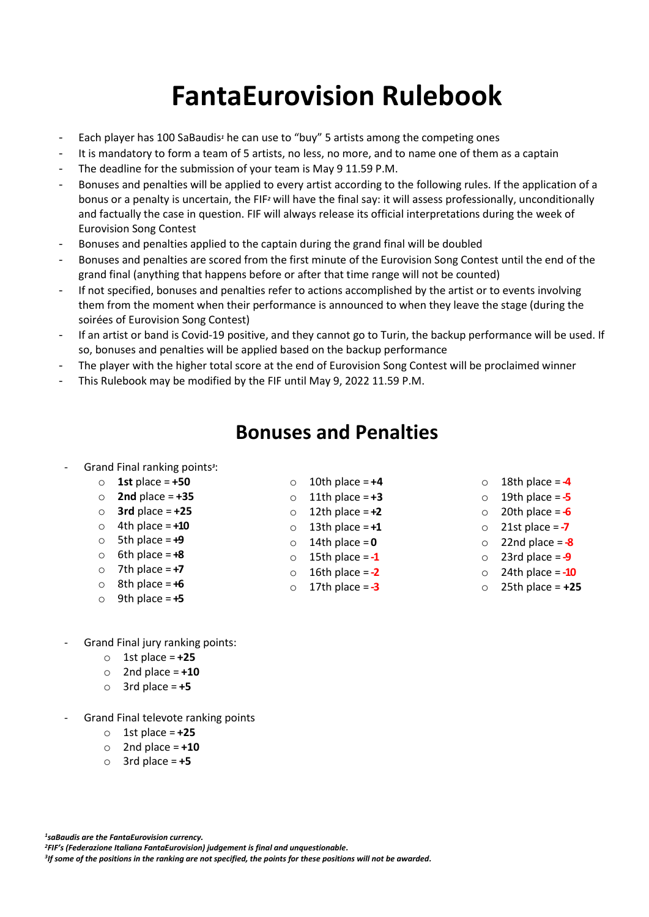# FantaEurovision Rulebook

- Each player has 100 SaBaudis[1] he can use to "buy" 5 artists among the competing ones
- It is mandatory to form a team of 5 artists, no less, no more, and to name one of them as a captain
- The deadline for the submission of your team is May 9 11.59 P.M.
- Bonuses and penalties will be applied to every artist according to the following rules. If the application of a bonus or a penalty is uncertain, the FIF[2] will have the final say: it will assess professionally, unconditionally and factually the case in question. FIF will always release its official interpretations during the week of Eurovision Song Contest
- Bonuses and penalties applied to the captain during the grand final will be doubled
- Bonuses and penalties are scored from the first minute of the Eurovision Song Contest until the end of the grand final (anything that happens before or after that time range will not be counted)
- If not specified, bonuses and penalties refer to actions accomplished by the artist or to events involving them from the moment when their performance is announced to when they leave the stage (during the soirées of Eurovision Song Contest)
- If an artist or band is Covid-19 positive, and they cannot go to Turin, the backup performance will be used. If so, bonuses and penalties will be applied based on the backup performance
- The player with the higher total score at the end of Eurovision Song Contest will be proclaimed winner
- This Rulebook may be modified by the FIF until May 9, 2022 11.59 P.M.

## Bonuses and Penalties

- Grand Final ranking points[3]:
  - **1st** place = **+50**
  - **2nd** place = **+35**
  - **3rd** place = **+25**
  - 4th place = **+10**
  - 5th place = **+9**
  - 6th place = **+8**
  - 7th place = **+7**
  - 8th place = **+6**
  - 9th place = **+5**
  - 10th place = **+4**
  - 11th place = **+3**
  - 12th place = **+2**
  - 13th place = **+1**
  - 14th place = **0**
  - 15th place = **-1**
  - 16th place = **-2**
  - 17th place = **-3**
  - 18th place = **-4**
  - 19th place = **-5**
  - 20th place = **-6**
  - 21st place = **-7**
  - 22nd place = **-8**
  - 23rd place = **-9**
  - 24th place = **-10**
  - 25th place = **+25**

- Grand Final jury ranking points:
  - 1st place = **+25**
  - 2nd place = **+10**
  - 3rd place = **+5**

- Grand Final televote ranking points
  - 1st place = **+25**
  - 2nd place = **+10**
  - 3rd place = **+5**

*[1]saBaudis are the FantaEurovision currency.*
*[2]FIF's (Federazione Italiana FantaEurovision) judgement is final and unquestionable.*
*[3]If some of the positions in the ranking are not specified, the points for these positions will not be awarded.*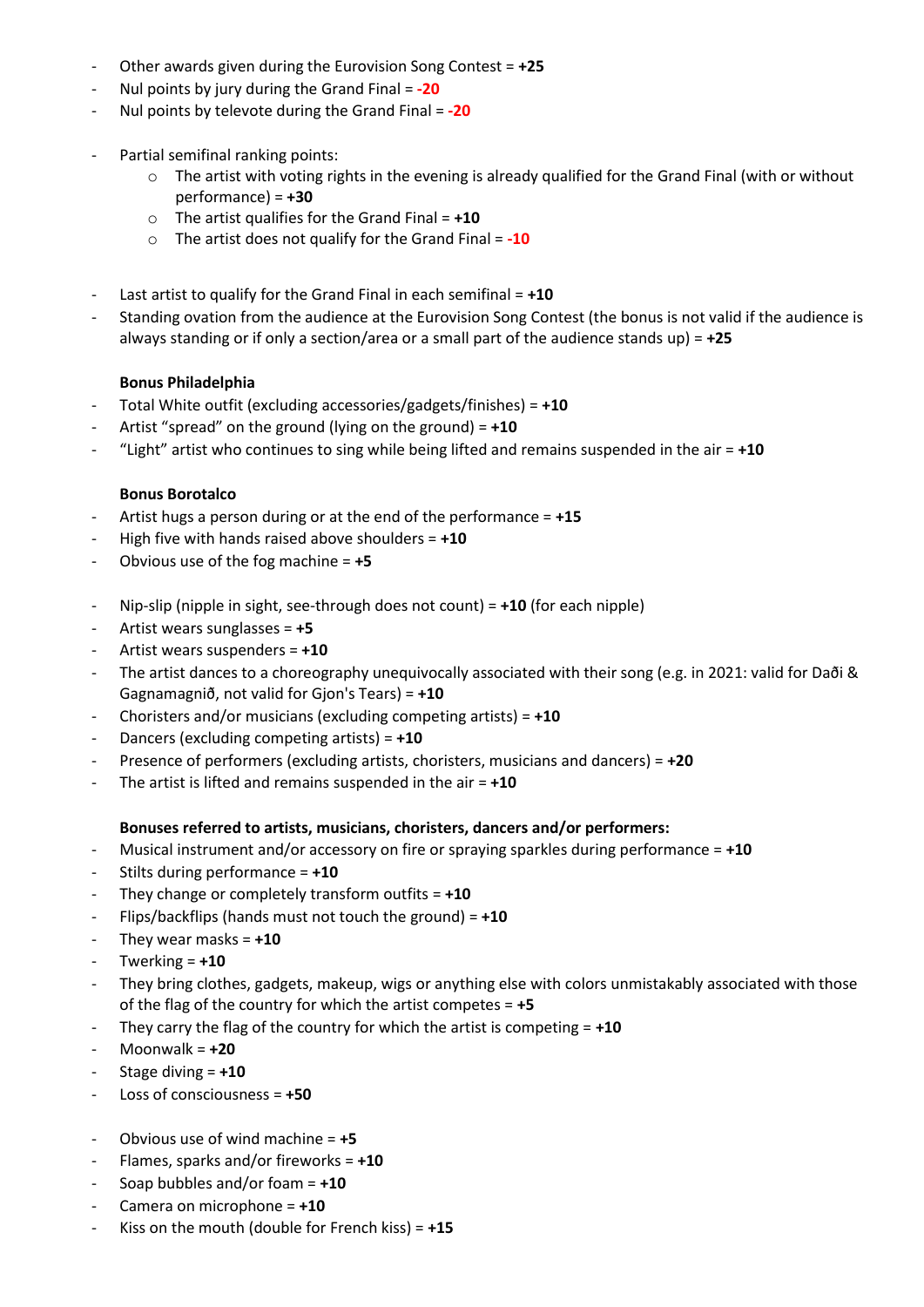- Other awards given during the Eurovision Song Contest = **+25**
- Nul points by jury during the Grand Final = **-20**
- Nul points by televote during the Grand Final = **-20**

- Partial semifinal ranking points:
  - The artist with voting rights in the evening is already qualified for the Grand Final (with or without performance) = **+30**
  - The artist qualifies for the Grand Final = **+10**
  - The artist does not qualify for the Grand Final = **-10**

- Last artist to qualify for the Grand Final in each semifinal = **+10**
- Standing ovation from the audience at the Eurovision Song Contest (the bonus is not valid if the audience is always standing or if only a section/area or a small part of the audience stands up) = **+25**

**Bonus Philadelphia**

- Total White outfit (excluding accessories/gadgets/finishes) = **+10**
- Artist "spread" on the ground (lying on the ground) = **+10**
- "Light" artist who continues to sing while being lifted and remains suspended in the air = **+10**

**Bonus Borotalco**

- Artist hugs a person during or at the end of the performance = **+15**
- High five with hands raised above shoulders = **+10**
- Obvious use of the fog machine = **+5**

- Nip-slip (nipple in sight, see-through does not count) = **+10** (for each nipple)
- Artist wears sunglasses = **+5**
- Artist wears suspenders = **+10**
- The artist dances to a choreography unequivocally associated with their song (e.g. in 2021: valid for Daði & Gagnamagnið, not valid for Gjon's Tears) = **+10**
- Choristers and/or musicians (excluding competing artists) = **+10**
- Dancers (excluding competing artists) = **+10**
- Presence of performers (excluding artists, choristers, musicians and dancers) = **+20**
- The artist is lifted and remains suspended in the air = **+10**

**Bonuses referred to artists, musicians, choristers, dancers and/or performers:**

- Musical instrument and/or accessory on fire or spraying sparkles during performance = **+10**
- Stilts during performance = **+10**
- They change or completely transform outfits = **+10**
- Flips/backflips (hands must not touch the ground) = **+10**
- They wear masks = **+10**
- Twerking = **+10**
- They bring clothes, gadgets, makeup, wigs or anything else with colors unmistakably associated with those of the flag of the country for which the artist competes = **+5**
- They carry the flag of the country for which the artist is competing = **+10**
- Moonwalk = **+20**
- Stage diving = **+10**
- Loss of consciousness = **+50**

- Obvious use of wind machine = **+5**
- Flames, sparks and/or fireworks = **+10**
- Soap bubbles and/or foam = **+10**
- Camera on microphone = **+10**
- Kiss on the mouth (double for French kiss) = **+15**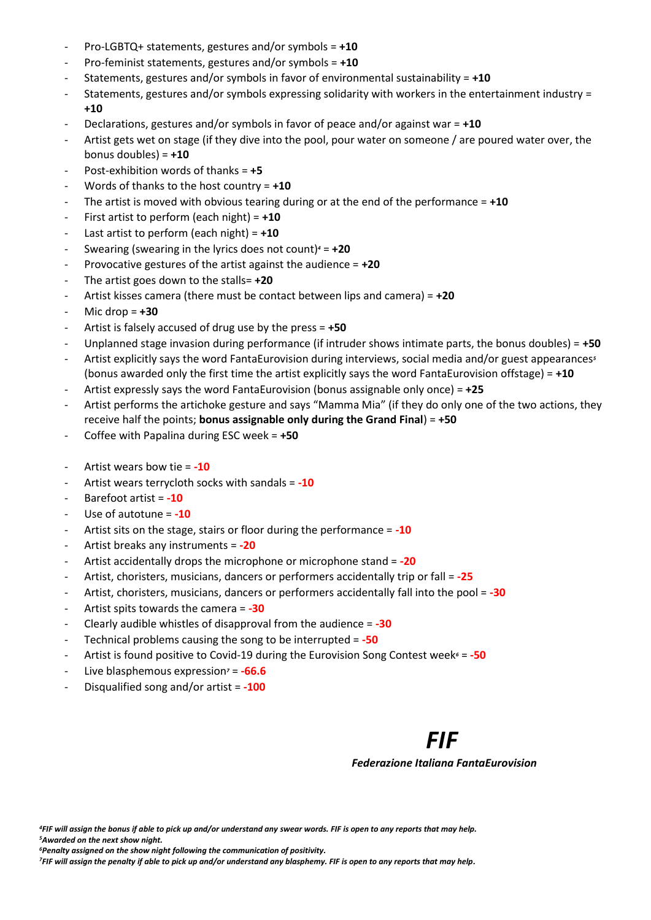- Pro-LGBTQ+ statements, gestures and/or symbols = **+10**
- Pro-feminist statements, gestures and/or symbols = **+10**
- Statements, gestures and/or symbols in favor of environmental sustainability = **+10**
- Statements, gestures and/or symbols expressing solidarity with workers in the entertainment industry = **+10**
- Declarations, gestures and/or symbols in favor of peace and/or against war = **+10**
- Artist gets wet on stage (if they dive into the pool, pour water on someone / are poured water over, the bonus doubles) = **+10**
- Post-exhibition words of thanks = **+5**
- Words of thanks to the host country = **+10**
- The artist is moved with obvious tearing during or at the end of the performance = **+10**
- First artist to perform (each night) = **+10**
- Last artist to perform (each night) = **+10**
- Swearing (swearing in the lyrics does not count)[4] = **+20**
- Provocative gestures of the artist against the audience = **+20**
- The artist goes down to the stalls= **+20**
- Artist kisses camera (there must be contact between lips and camera) = **+20**
- Mic drop = **+30**
- Artist is falsely accused of drug use by the press = **+50**
- Unplanned stage invasion during performance (if intruder shows intimate parts, the bonus doubles) = **+50**
- Artist explicitly says the word FantaEurovision during interviews, social media and/or guest appearances[5] (bonus awarded only the first time the artist explicitly says the word FantaEurovision offstage) = **+10**
- Artist expressly says the word FantaEurovision (bonus assignable only once) = **+25**
- Artist performs the artichoke gesture and says "Mamma Mia" (if they do only one of the two actions, they receive half the points; **bonus assignable only during the Grand Final**) = **+50**
- Coffee with Papalina during ESC week = **+50**

- Artist wears bow tie = **-10**
- Artist wears terrycloth socks with sandals = **-10**
- Barefoot artist = **-10**
- Use of autotune = **-10**
- Artist sits on the stage, stairs or floor during the performance = **-10**
- Artist breaks any instruments = **-20**
- Artist accidentally drops the microphone or microphone stand = **-20**
- Artist, choristers, musicians, dancers or performers accidentally trip or fall = **-25**
- Artist, choristers, musicians, dancers or performers accidentally fall into the pool = **-30**
- Artist spits towards the camera = **-30**
- Clearly audible whistles of disapproval from the audience = **-30**
- Technical problems causing the song to be interrupted = **-50**
- Artist is found positive to Covid-19 during the Eurovision Song Contest week[6] = **-50**
- Live blasphemous expression[7] = **-66.6**
- Disqualified song and/or artist = **-100**

***FIF***

***Federazione Italiana FantaEurovision***

***[4]FIF will assign the bonus if able to pick up and/or understand any swear words. FIF is open to any reports that may help.***
***[5]Awarded on the next show night.***
***[6]Penalty assigned on the show night following the communication of positivity.***
***[7]FIF will assign the penalty if able to pick up and/or understand any blasphemy. FIF is open to any reports that may help.***